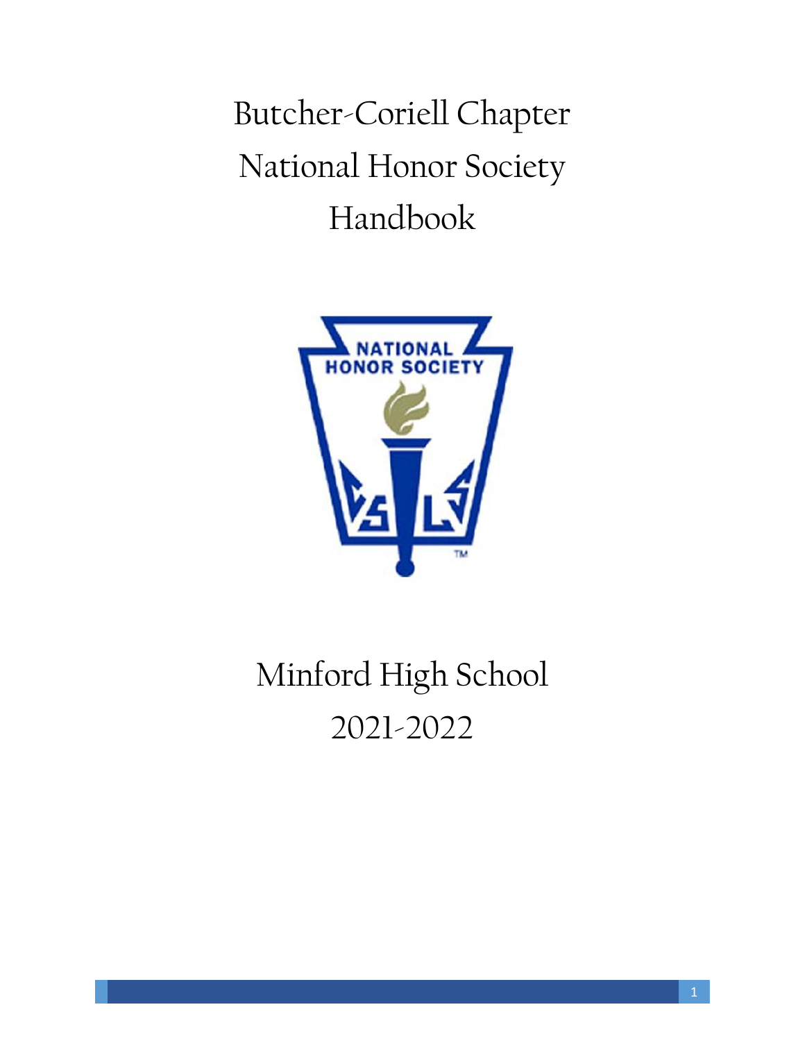# Butcher-Coriell Chapter
# National Honor Society
# Handbook

Minford High School

2021-2022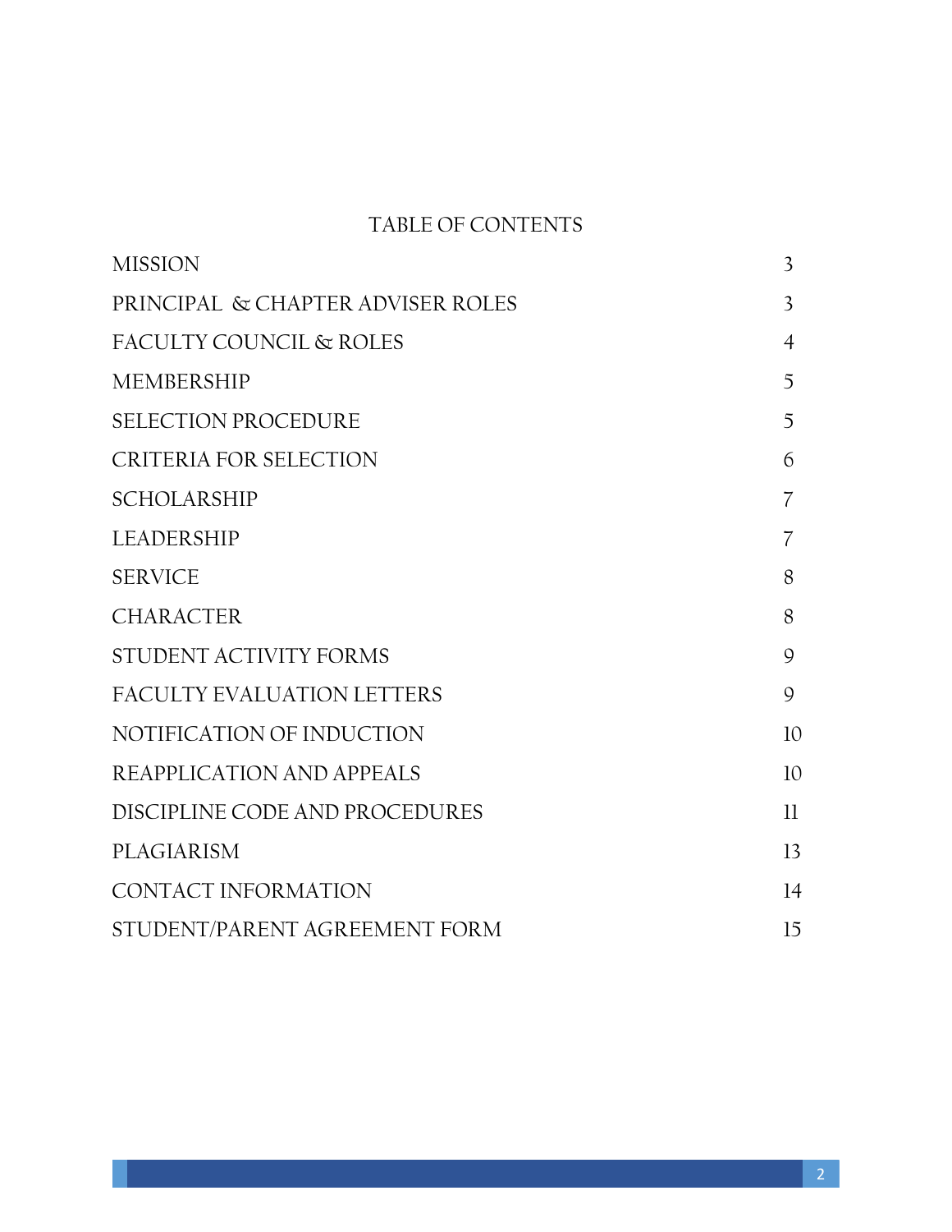# TABLE OF CONTENTS

| | |
|---|---|
| MISSION | 3 |
| PRINCIPAL & CHAPTER ADVISER ROLES | 3 |
| FACULTY COUNCIL & ROLES | 4 |
| MEMBERSHIP | 5 |
| SELECTION PROCEDURE | 5 |
| CRITERIA FOR SELECTION | 6 |
| SCHOLARSHIP | 7 |
| LEADERSHIP | 7 |
| SERVICE | 8 |
| CHARACTER | 8 |
| STUDENT ACTIVITY FORMS | 9 |
| FACULTY EVALUATION LETTERS | 9 |
| NOTIFICATION OF INDUCTION | 10 |
| REAPPLICATION AND APPEALS | 10 |
| DISCIPLINE CODE AND PROCEDURES | 11 |
| PLAGIARISM | 13 |
| CONTACT INFORMATION | 14 |
| STUDENT/PARENT AGREEMENT FORM | 15 |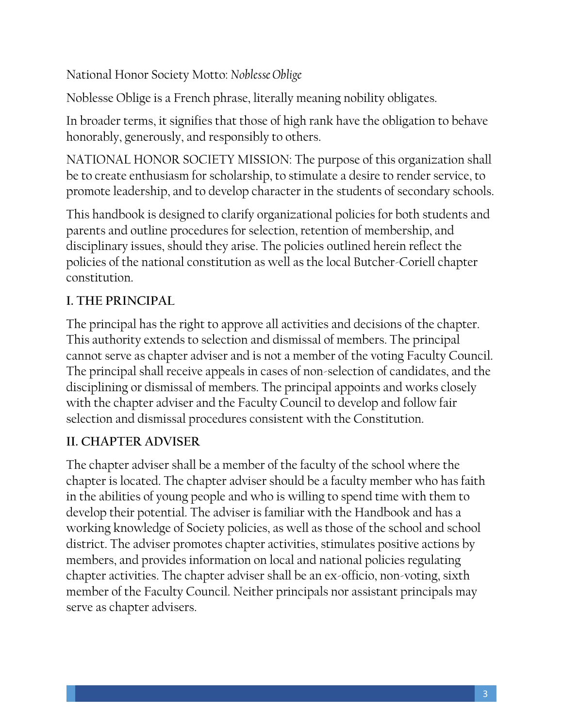National Honor Society Motto: *Noblesse Oblige*

Noblesse Oblige is a French phrase, literally meaning nobility obligates.

In broader terms, it signifies that those of high rank have the obligation to behave honorably, generously, and responsibly to others.

NATIONAL HONOR SOCIETY MISSION: The purpose of this organization shall be to create enthusiasm for scholarship, to stimulate a desire to render service, to promote leadership, and to develop character in the students of secondary schools.

This handbook is designed to clarify organizational policies for both students and parents and outline procedures for selection, retention of membership, and disciplinary issues, should they arise. The policies outlined herein reflect the policies of the national constitution as well as the local Butcher-Coriell chapter constitution.

## I. THE PRINCIPAL

The principal has the right to approve all activities and decisions of the chapter. This authority extends to selection and dismissal of members. The principal cannot serve as chapter adviser and is not a member of the voting Faculty Council. The principal shall receive appeals in cases of non-selection of candidates, and the disciplining or dismissal of members. The principal appoints and works closely with the chapter adviser and the Faculty Council to develop and follow fair selection and dismissal procedures consistent with the Constitution.

## II. CHAPTER ADVISER

The chapter adviser shall be a member of the faculty of the school where the chapter is located. The chapter adviser should be a faculty member who has faith in the abilities of young people and who is willing to spend time with them to develop their potential. The adviser is familiar with the Handbook and has a working knowledge of Society policies, as well as those of the school and school district. The adviser promotes chapter activities, stimulates positive actions by members, and provides information on local and national policies regulating chapter activities. The chapter adviser shall be an ex-officio, non-voting, sixth member of the Faculty Council. Neither principals nor assistant principals may serve as chapter advisers.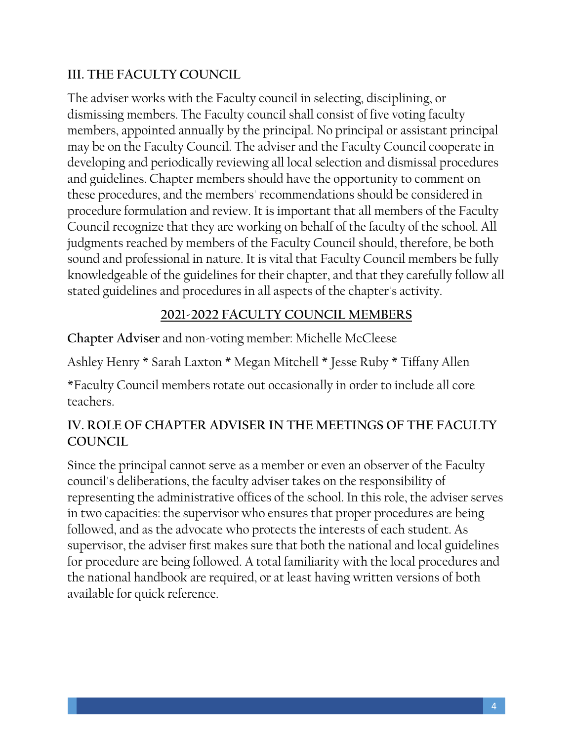## III. THE FACULTY COUNCIL

The adviser works with the Faculty council in selecting, disciplining, or dismissing members. The Faculty council shall consist of five voting faculty members, appointed annually by the principal. No principal or assistant principal may be on the Faculty Council. The adviser and the Faculty Council cooperate in developing and periodically reviewing all local selection and dismissal procedures and guidelines. Chapter members should have the opportunity to comment on these procedures, and the members' recommendations should be considered in procedure formulation and review. It is important that all members of the Faculty Council recognize that they are working on behalf of the faculty of the school. All judgments reached by members of the Faculty Council should, therefore, be both sound and professional in nature. It is vital that Faculty Council members be fully knowledgeable of the guidelines for their chapter, and that they carefully follow all stated guidelines and procedures in all aspects of the chapter's activity.

### 2021-2022 FACULTY COUNCIL MEMBERS

**Chapter Adviser** and non-voting member: Michelle McCleese

Ashley Henry * Sarah Laxton * Megan Mitchell * Jesse Ruby * Tiffany Allen

*Faculty Council members rotate out occasionally in order to include all core teachers.

## IV. ROLE OF CHAPTER ADVISER IN THE MEETINGS OF THE FACULTY COUNCIL

Since the principal cannot serve as a member or even an observer of the Faculty council's deliberations, the faculty adviser takes on the responsibility of representing the administrative offices of the school. In this role, the adviser serves in two capacities: the supervisor who ensures that proper procedures are being followed, and as the advocate who protects the interests of each student. As supervisor, the adviser first makes sure that both the national and local guidelines for procedure are being followed. A total familiarity with the local procedures and the national handbook are required, or at least having written versions of both available for quick reference.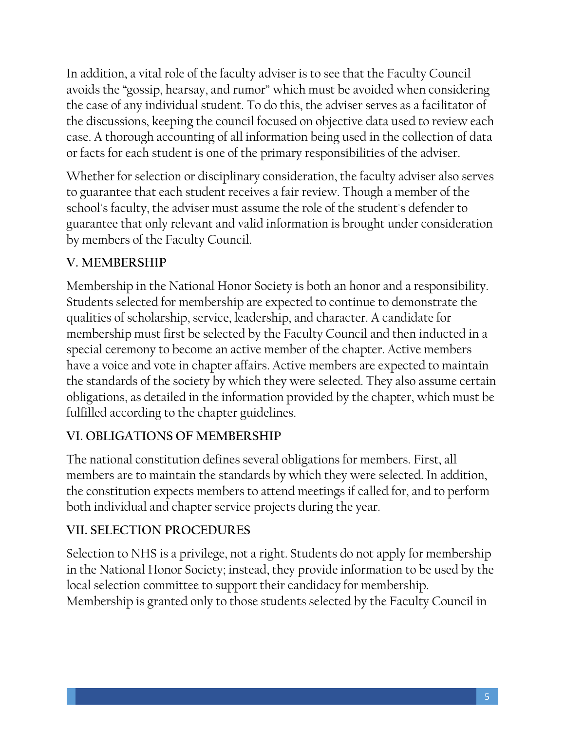In addition, a vital role of the faculty adviser is to see that the Faculty Council avoids the "gossip, hearsay, and rumor" which must be avoided when considering the case of any individual student. To do this, the adviser serves as a facilitator of the discussions, keeping the council focused on objective data used to review each case. A thorough accounting of all information being used in the collection of data or facts for each student is one of the primary responsibilities of the adviser.

Whether for selection or disciplinary consideration, the faculty adviser also serves to guarantee that each student receives a fair review. Though a member of the school's faculty, the adviser must assume the role of the student's defender to guarantee that only relevant and valid information is brought under consideration by members of the Faculty Council.

## V. MEMBERSHIP

Membership in the National Honor Society is both an honor and a responsibility. Students selected for membership are expected to continue to demonstrate the qualities of scholarship, service, leadership, and character. A candidate for membership must first be selected by the Faculty Council and then inducted in a special ceremony to become an active member of the chapter. Active members have a voice and vote in chapter affairs. Active members are expected to maintain the standards of the society by which they were selected. They also assume certain obligations, as detailed in the information provided by the chapter, which must be fulfilled according to the chapter guidelines.

## VI. OBLIGATIONS OF MEMBERSHIP

The national constitution defines several obligations for members. First, all members are to maintain the standards by which they were selected. In addition, the constitution expects members to attend meetings if called for, and to perform both individual and chapter service projects during the year.

## VII. SELECTION PROCEDURES

Selection to NHS is a privilege, not a right. Students do not apply for membership in the National Honor Society; instead, they provide information to be used by the local selection committee to support their candidacy for membership. Membership is granted only to those students selected by the Faculty Council in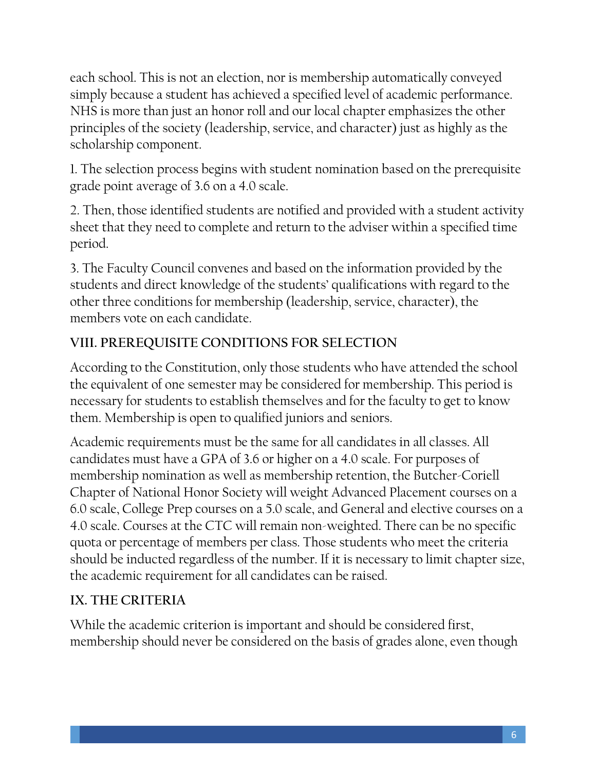each school. This is not an election, nor is membership automatically conveyed simply because a student has achieved a specified level of academic performance. NHS is more than just an honor roll and our local chapter emphasizes the other principles of the society (leadership, service, and character) just as highly as the scholarship component.

1. The selection process begins with student nomination based on the prerequisite grade point average of 3.6 on a 4.0 scale.

2. Then, those identified students are notified and provided with a student activity sheet that they need to complete and return to the adviser within a specified time period.

3. The Faculty Council convenes and based on the information provided by the students and direct knowledge of the students' qualifications with regard to the other three conditions for membership (leadership, service, character), the members vote on each candidate.

## VIII. PREREQUISITE CONDITIONS FOR SELECTION

According to the Constitution, only those students who have attended the school the equivalent of one semester may be considered for membership. This period is necessary for students to establish themselves and for the faculty to get to know them. Membership is open to qualified juniors and seniors.

Academic requirements must be the same for all candidates in all classes. All candidates must have a GPA of 3.6 or higher on a 4.0 scale. For purposes of membership nomination as well as membership retention, the Butcher-Coriell Chapter of National Honor Society will weight Advanced Placement courses on a 6.0 scale, College Prep courses on a 5.0 scale, and General and elective courses on a 4.0 scale. Courses at the CTC will remain non-weighted. There can be no specific quota or percentage of members per class. Those students who meet the criteria should be inducted regardless of the number. If it is necessary to limit chapter size, the academic requirement for all candidates can be raised.

## IX. THE CRITERIA

While the academic criterion is important and should be considered first, membership should never be considered on the basis of grades alone, even though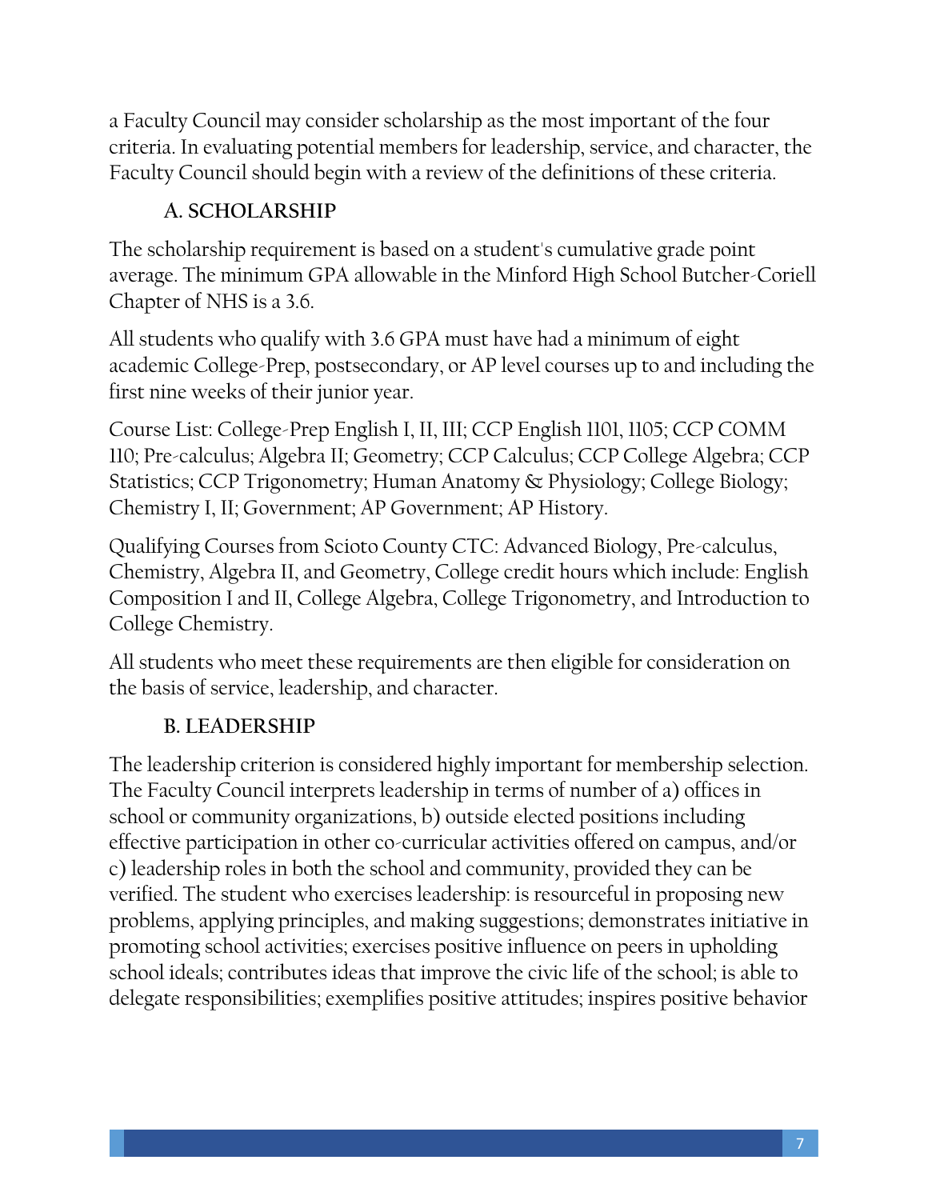a Faculty Council may consider scholarship as the most important of the four criteria. In evaluating potential members for leadership, service, and character, the Faculty Council should begin with a review of the definitions of these criteria.

### A. SCHOLARSHIP

The scholarship requirement is based on a student's cumulative grade point average. The minimum GPA allowable in the Minford High School Butcher-Coriell Chapter of NHS is a 3.6.

All students who qualify with 3.6 GPA must have had a minimum of eight academic College-Prep, postsecondary, or AP level courses up to and including the first nine weeks of their junior year.

Course List: College-Prep English I, II, III; CCP English 1101, 1105; CCP COMM 110; Pre-calculus; Algebra II; Geometry; CCP Calculus; CCP College Algebra; CCP Statistics; CCP Trigonometry; Human Anatomy & Physiology; College Biology; Chemistry I, II; Government; AP Government; AP History.

Qualifying Courses from Scioto County CTC: Advanced Biology, Pre-calculus, Chemistry, Algebra II, and Geometry, College credit hours which include: English Composition I and II, College Algebra, College Trigonometry, and Introduction to College Chemistry.

All students who meet these requirements are then eligible for consideration on the basis of service, leadership, and character.

### B. LEADERSHIP

The leadership criterion is considered highly important for membership selection. The Faculty Council interprets leadership in terms of number of a) offices in school or community organizations, b) outside elected positions including effective participation in other co-curricular activities offered on campus, and/or c) leadership roles in both the school and community, provided they can be verified. The student who exercises leadership: is resourceful in proposing new problems, applying principles, and making suggestions; demonstrates initiative in promoting school activities; exercises positive influence on peers in upholding school ideals; contributes ideas that improve the civic life of the school; is able to delegate responsibilities; exemplifies positive attitudes; inspires positive behavior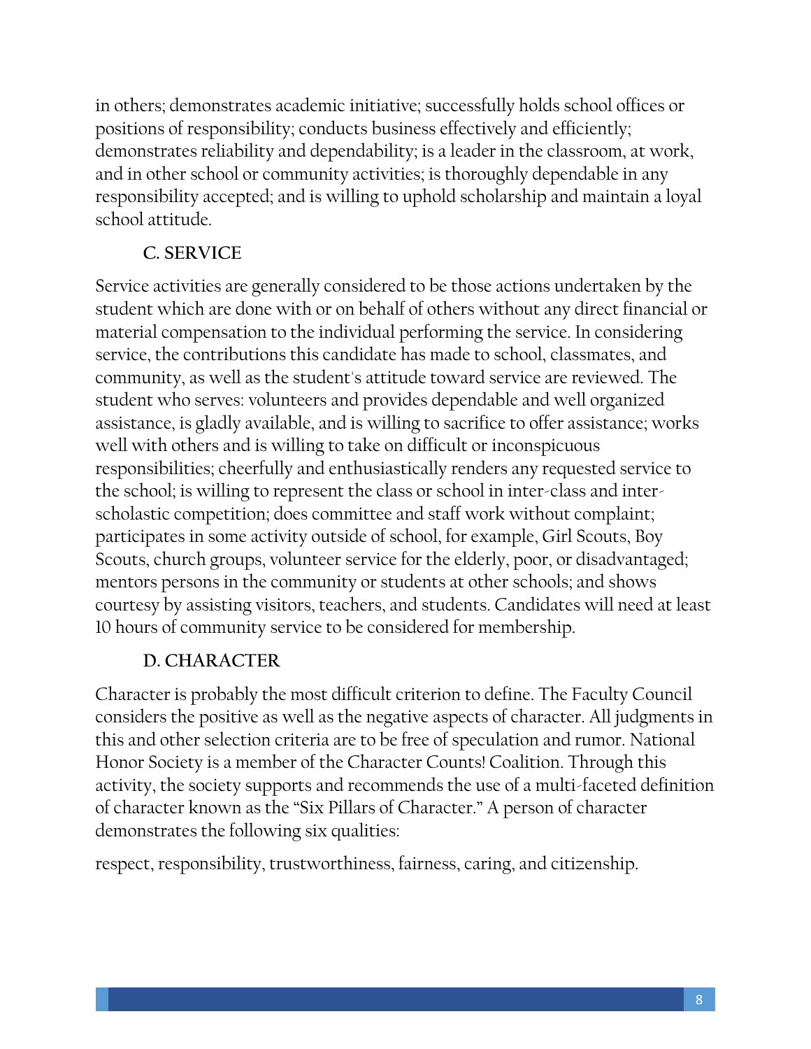in others; demonstrates academic initiative; successfully holds school offices or positions of responsibility; conducts business effectively and efficiently; demonstrates reliability and dependability; is a leader in the classroom, at work, and in other school or community activities; is thoroughly dependable in any responsibility accepted; and is willing to uphold scholarship and maintain a loyal school attitude.

### C. SERVICE

Service activities are generally considered to be those actions undertaken by the student which are done with or on behalf of others without any direct financial or material compensation to the individual performing the service. In considering service, the contributions this candidate has made to school, classmates, and community, as well as the student's attitude toward service are reviewed. The student who serves: volunteers and provides dependable and well organized assistance, is gladly available, and is willing to sacrifice to offer assistance; works well with others and is willing to take on difficult or inconspicuous responsibilities; cheerfully and enthusiastically renders any requested service to the school; is willing to represent the class or school in inter-class and inter-scholastic competition; does committee and staff work without complaint; participates in some activity outside of school, for example, Girl Scouts, Boy Scouts, church groups, volunteer service for the elderly, poor, or disadvantaged; mentors persons in the community or students at other schools; and shows courtesy by assisting visitors, teachers, and students. Candidates will need at least 10 hours of community service to be considered for membership.

### D. CHARACTER

Character is probably the most difficult criterion to define. The Faculty Council considers the positive as well as the negative aspects of character. All judgments in this and other selection criteria are to be free of speculation and rumor. National Honor Society is a member of the Character Counts! Coalition. Through this activity, the society supports and recommends the use of a multi-faceted definition of character known as the "Six Pillars of Character." A person of character demonstrates the following six qualities:

respect, responsibility, trustworthiness, fairness, caring, and citizenship.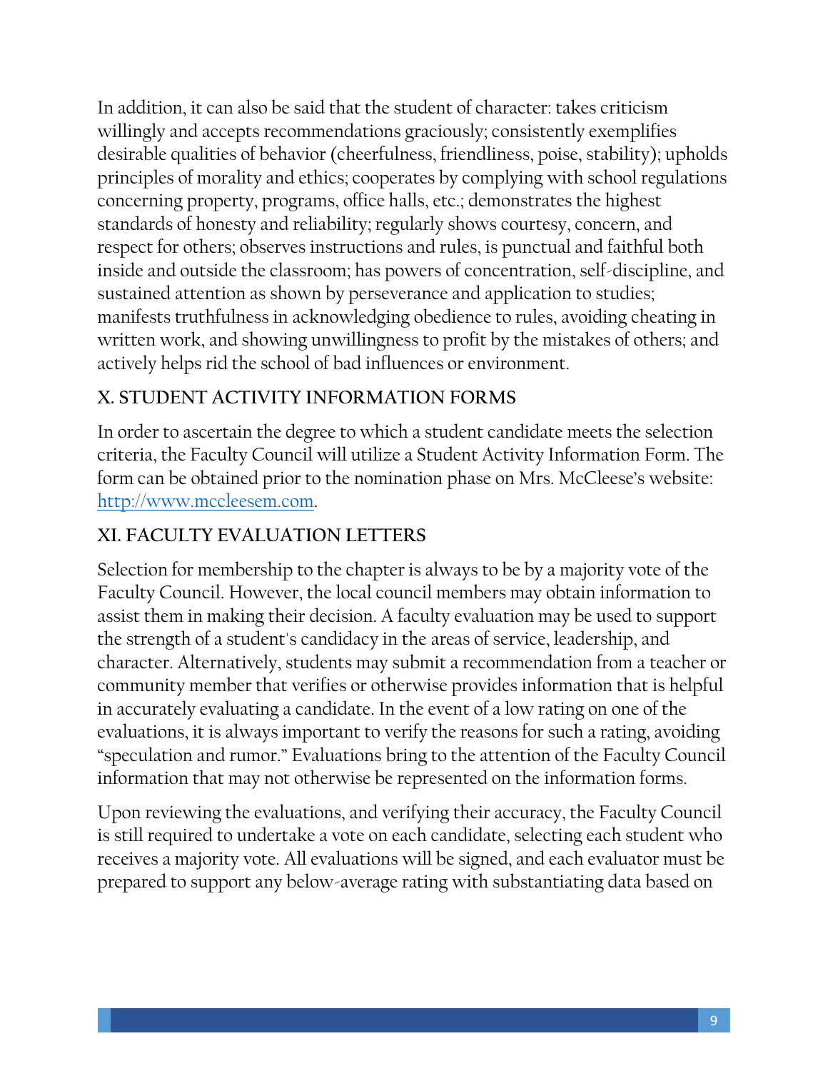In addition, it can also be said that the student of character: takes criticism willingly and accepts recommendations graciously; consistently exemplifies desirable qualities of behavior (cheerfulness, friendliness, poise, stability); upholds principles of morality and ethics; cooperates by complying with school regulations concerning property, programs, office halls, etc.; demonstrates the highest standards of honesty and reliability; regularly shows courtesy, concern, and respect for others; observes instructions and rules, is punctual and faithful both inside and outside the classroom; has powers of concentration, self-discipline, and sustained attention as shown by perseverance and application to studies; manifests truthfulness in acknowledging obedience to rules, avoiding cheating in written work, and showing unwillingness to profit by the mistakes of others; and actively helps rid the school of bad influences or environment.

## X. STUDENT ACTIVITY INFORMATION FORMS

In order to ascertain the degree to which a student candidate meets the selection criteria, the Faculty Council will utilize a Student Activity Information Form. The form can be obtained prior to the nomination phase on Mrs. McCleese's website: [http://www.mccleesem.com](http://www.mccleesem.com).

## XI. FACULTY EVALUATION LETTERS

Selection for membership to the chapter is always to be by a majority vote of the Faculty Council. However, the local council members may obtain information to assist them in making their decision. A faculty evaluation may be used to support the strength of a student's candidacy in the areas of service, leadership, and character. Alternatively, students may submit a recommendation from a teacher or community member that verifies or otherwise provides information that is helpful in accurately evaluating a candidate. In the event of a low rating on one of the evaluations, it is always important to verify the reasons for such a rating, avoiding "speculation and rumor." Evaluations bring to the attention of the Faculty Council information that may not otherwise be represented on the information forms.

Upon reviewing the evaluations, and verifying their accuracy, the Faculty Council is still required to undertake a vote on each candidate, selecting each student who receives a majority vote. All evaluations will be signed, and each evaluator must be prepared to support any below-average rating with substantiating data based on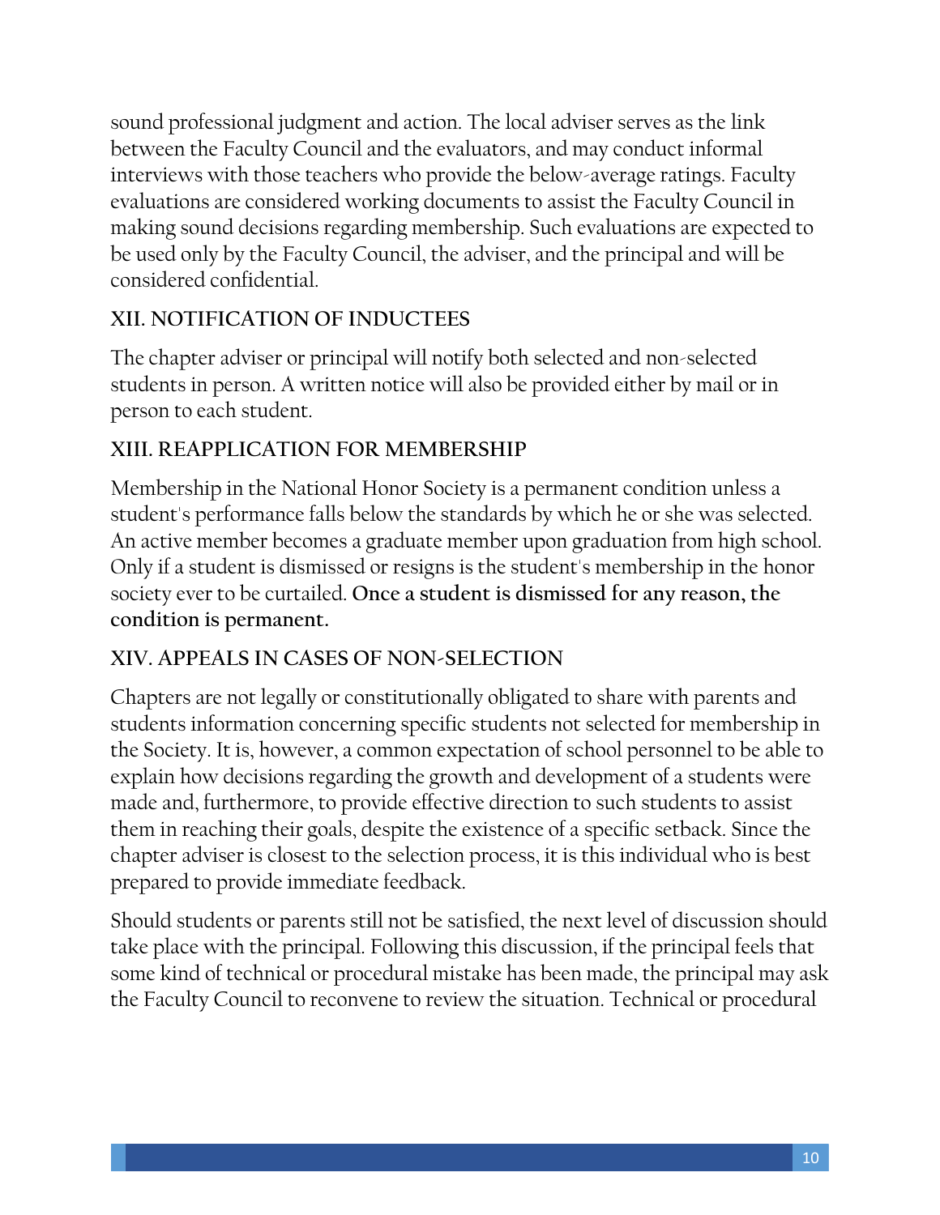sound professional judgment and action. The local adviser serves as the link between the Faculty Council and the evaluators, and may conduct informal interviews with those teachers who provide the below-average ratings. Faculty evaluations are considered working documents to assist the Faculty Council in making sound decisions regarding membership. Such evaluations are expected to be used only by the Faculty Council, the adviser, and the principal and will be considered confidential.

## XII. NOTIFICATION OF INDUCTEES

The chapter adviser or principal will notify both selected and non-selected students in person. A written notice will also be provided either by mail or in person to each student.

## XIII. REAPPLICATION FOR MEMBERSHIP

Membership in the National Honor Society is a permanent condition unless a student's performance falls below the standards by which he or she was selected. An active member becomes a graduate member upon graduation from high school. Only if a student is dismissed or resigns is the student's membership in the honor society ever to be curtailed. **Once a student is dismissed for any reason, the condition is permanent.**

## XIV. APPEALS IN CASES OF NON-SELECTION

Chapters are not legally or constitutionally obligated to share with parents and students information concerning specific students not selected for membership in the Society. It is, however, a common expectation of school personnel to be able to explain how decisions regarding the growth and development of a students were made and, furthermore, to provide effective direction to such students to assist them in reaching their goals, despite the existence of a specific setback. Since the chapter adviser is closest to the selection process, it is this individual who is best prepared to provide immediate feedback.

Should students or parents still not be satisfied, the next level of discussion should take place with the principal. Following this discussion, if the principal feels that some kind of technical or procedural mistake has been made, the principal may ask the Faculty Council to reconvene to review the situation. Technical or procedural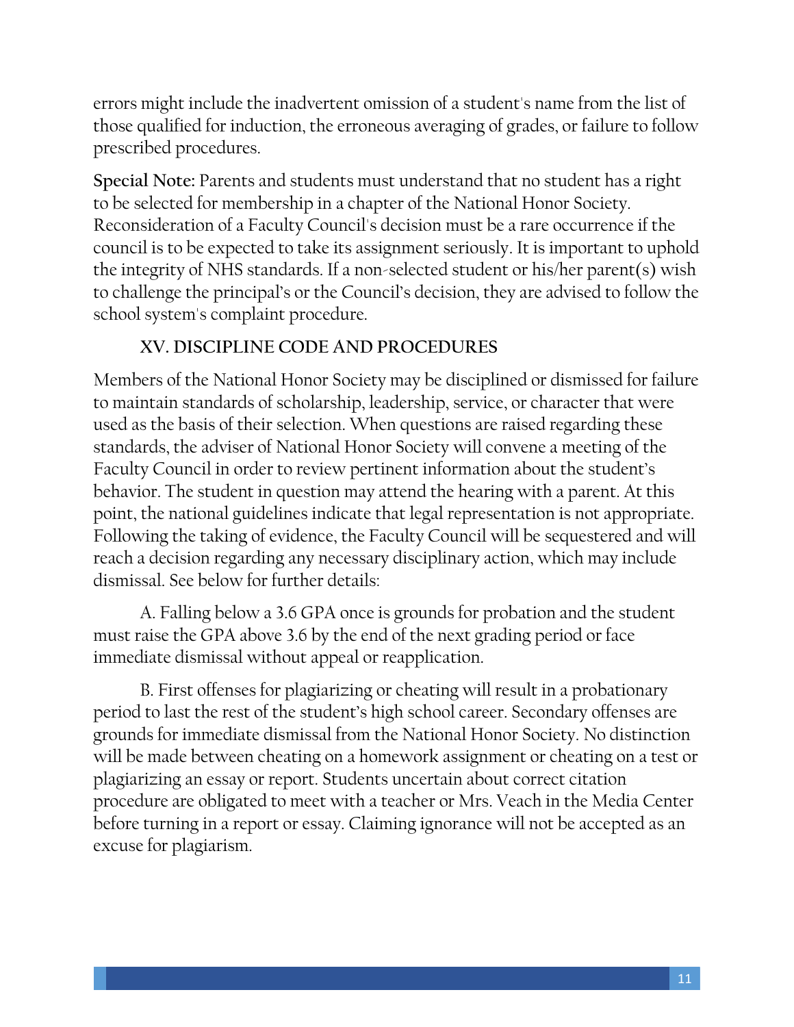errors might include the inadvertent omission of a student's name from the list of those qualified for induction, the erroneous averaging of grades, or failure to follow prescribed procedures.

**Special Note:** Parents and students must understand that no student has a right to be selected for membership in a chapter of the National Honor Society. Reconsideration of a Faculty Council's decision must be a rare occurrence if the council is to be expected to take its assignment seriously. It is important to uphold the integrity of NHS standards. If a non-selected student or his/her parent(s) wish to challenge the principal's or the Council's decision, they are advised to follow the school system's complaint procedure.

## XV. DISCIPLINE CODE AND PROCEDURES

Members of the National Honor Society may be disciplined or dismissed for failure to maintain standards of scholarship, leadership, service, or character that were used as the basis of their selection. When questions are raised regarding these standards, the adviser of National Honor Society will convene a meeting of the Faculty Council in order to review pertinent information about the student's behavior. The student in question may attend the hearing with a parent. At this point, the national guidelines indicate that legal representation is not appropriate. Following the taking of evidence, the Faculty Council will be sequestered and will reach a decision regarding any necessary disciplinary action, which may include dismissal. See below for further details:

A. Falling below a 3.6 GPA once is grounds for probation and the student must raise the GPA above 3.6 by the end of the next grading period or face immediate dismissal without appeal or reapplication.

B. First offenses for plagiarizing or cheating will result in a probationary period to last the rest of the student's high school career. Secondary offenses are grounds for immediate dismissal from the National Honor Society. No distinction will be made between cheating on a homework assignment or cheating on a test or plagiarizing an essay or report. Students uncertain about correct citation procedure are obligated to meet with a teacher or Mrs. Veach in the Media Center before turning in a report or essay. Claiming ignorance will not be accepted as an excuse for plagiarism.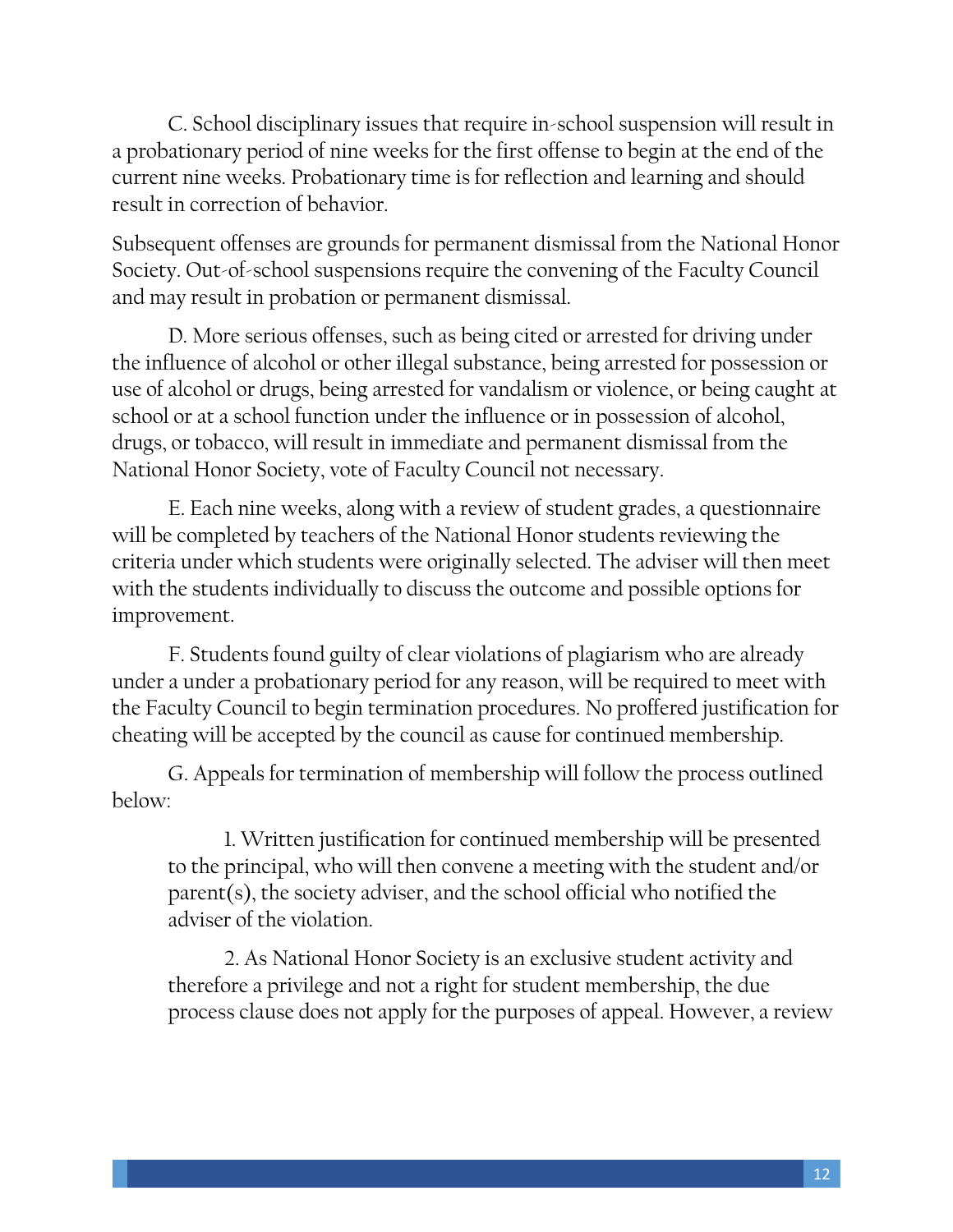C. School disciplinary issues that require in-school suspension will result in a probationary period of nine weeks for the first offense to begin at the end of the current nine weeks. Probationary time is for reflection and learning and should result in correction of behavior.

Subsequent offenses are grounds for permanent dismissal from the National Honor Society. Out-of-school suspensions require the convening of the Faculty Council and may result in probation or permanent dismissal.

D. More serious offenses, such as being cited or arrested for driving under the influence of alcohol or other illegal substance, being arrested for possession or use of alcohol or drugs, being arrested for vandalism or violence, or being caught at school or at a school function under the influence or in possession of alcohol, drugs, or tobacco, will result in immediate and permanent dismissal from the National Honor Society, vote of Faculty Council not necessary.

E. Each nine weeks, along with a review of student grades, a questionnaire will be completed by teachers of the National Honor students reviewing the criteria under which students were originally selected. The adviser will then meet with the students individually to discuss the outcome and possible options for improvement.

F. Students found guilty of clear violations of plagiarism who are already under a under a probationary period for any reason, will be required to meet with the Faculty Council to begin termination procedures. No proffered justification for cheating will be accepted by the council as cause for continued membership.

G. Appeals for termination of membership will follow the process outlined below:

> 1. Written justification for continued membership will be presented to the principal, who will then convene a meeting with the student and/or parent(s), the society adviser, and the school official who notified the adviser of the violation.
>
> 2. As National Honor Society is an exclusive student activity and therefore a privilege and not a right for student membership, the due process clause does not apply for the purposes of appeal. However, a review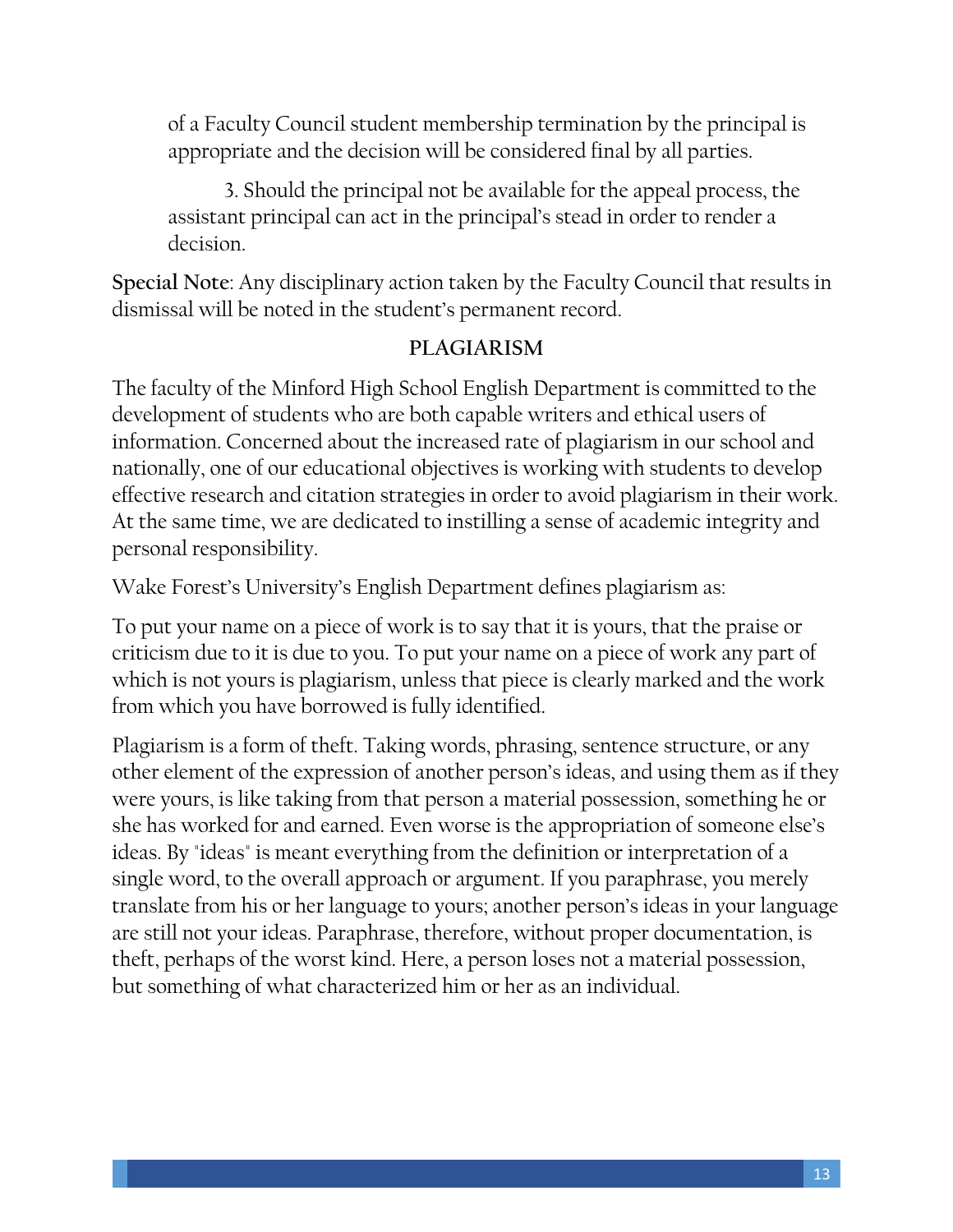of a Faculty Council student membership termination by the principal is appropriate and the decision will be considered final by all parties.

3. Should the principal not be available for the appeal process, the assistant principal can act in the principal's stead in order to render a decision.

**Special Note**: Any disciplinary action taken by the Faculty Council that results in dismissal will be noted in the student's permanent record.

## PLAGIARISM

The faculty of the Minford High School English Department is committed to the development of students who are both capable writers and ethical users of information. Concerned about the increased rate of plagiarism in our school and nationally, one of our educational objectives is working with students to develop effective research and citation strategies in order to avoid plagiarism in their work. At the same time, we are dedicated to instilling a sense of academic integrity and personal responsibility.

Wake Forest's University's English Department defines plagiarism as:

To put your name on a piece of work is to say that it is yours, that the praise or criticism due to it is due to you. To put your name on a piece of work any part of which is not yours is plagiarism, unless that piece is clearly marked and the work from which you have borrowed is fully identified.

Plagiarism is a form of theft. Taking words, phrasing, sentence structure, or any other element of the expression of another person's ideas, and using them as if they were yours, is like taking from that person a material possession, something he or she has worked for and earned. Even worse is the appropriation of someone else's ideas. By "ideas" is meant everything from the definition or interpretation of a single word, to the overall approach or argument. If you paraphrase, you merely translate from his or her language to yours; another person's ideas in your language are still not your ideas. Paraphrase, therefore, without proper documentation, is theft, perhaps of the worst kind. Here, a person loses not a material possession, but something of what characterized him or her as an individual.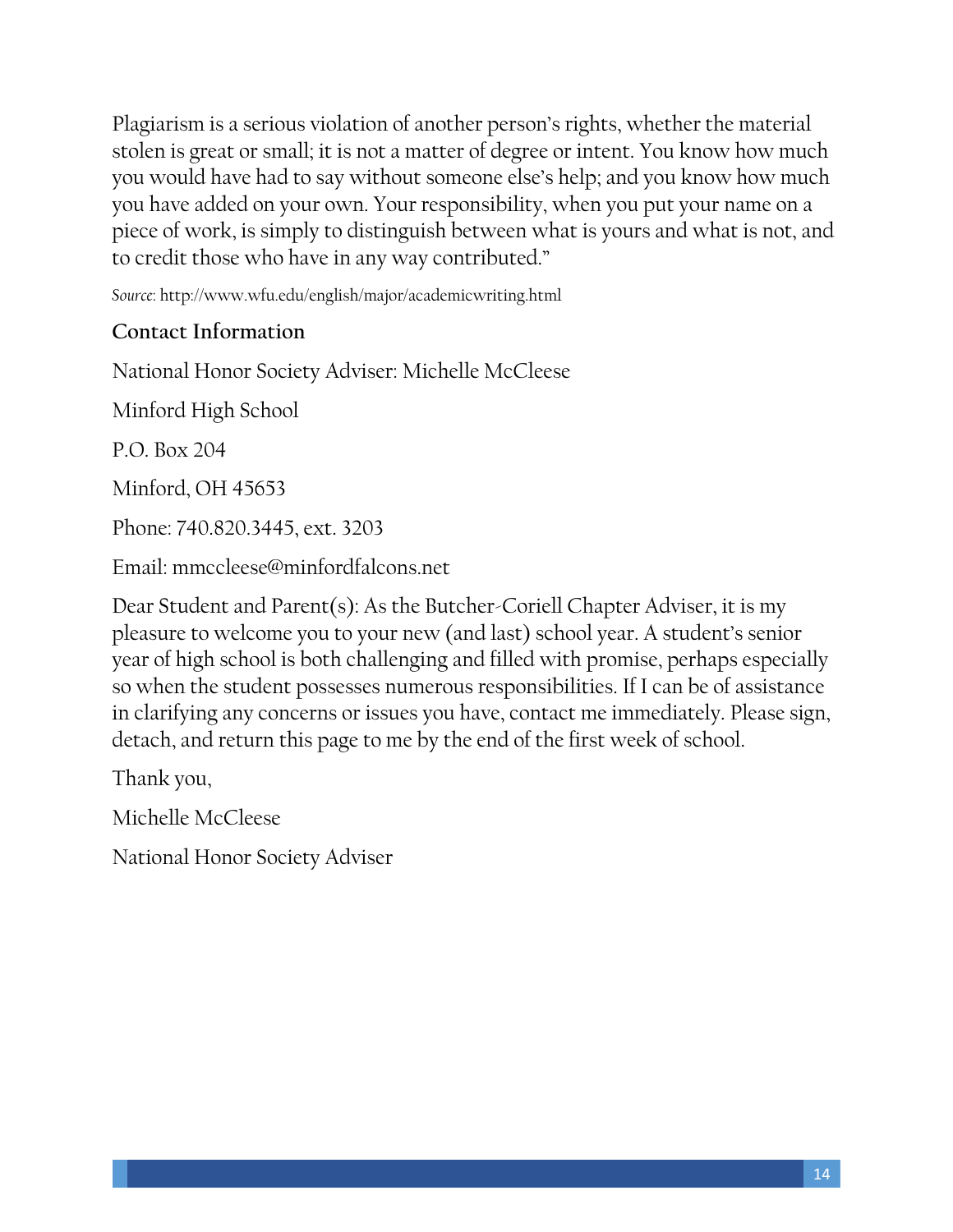Plagiarism is a serious violation of another person's rights, whether the material stolen is great or small; it is not a matter of degree or intent. You know how much you would have had to say without someone else's help; and you know how much you have added on your own. Your responsibility, when you put your name on a piece of work, is simply to distinguish between what is yours and what is not, and to credit those who have in any way contributed."

*Source*: http://www.wfu.edu/english/major/academicwriting.html

### Contact Information

National Honor Society Adviser: Michelle McCleese

Minford High School

P.O. Box 204

Minford, OH 45653

Phone: 740.820.3445, ext. 3203

Email: mmccleese@minfordfalcons.net

Dear Student and Parent(s): As the Butcher-Coriell Chapter Adviser, it is my pleasure to welcome you to your new (and last) school year. A student's senior year of high school is both challenging and filled with promise, perhaps especially so when the student possesses numerous responsibilities. If I can be of assistance in clarifying any concerns or issues you have, contact me immediately. Please sign, detach, and return this page to me by the end of the first week of school.

Thank you,

Michelle McCleese

National Honor Society Adviser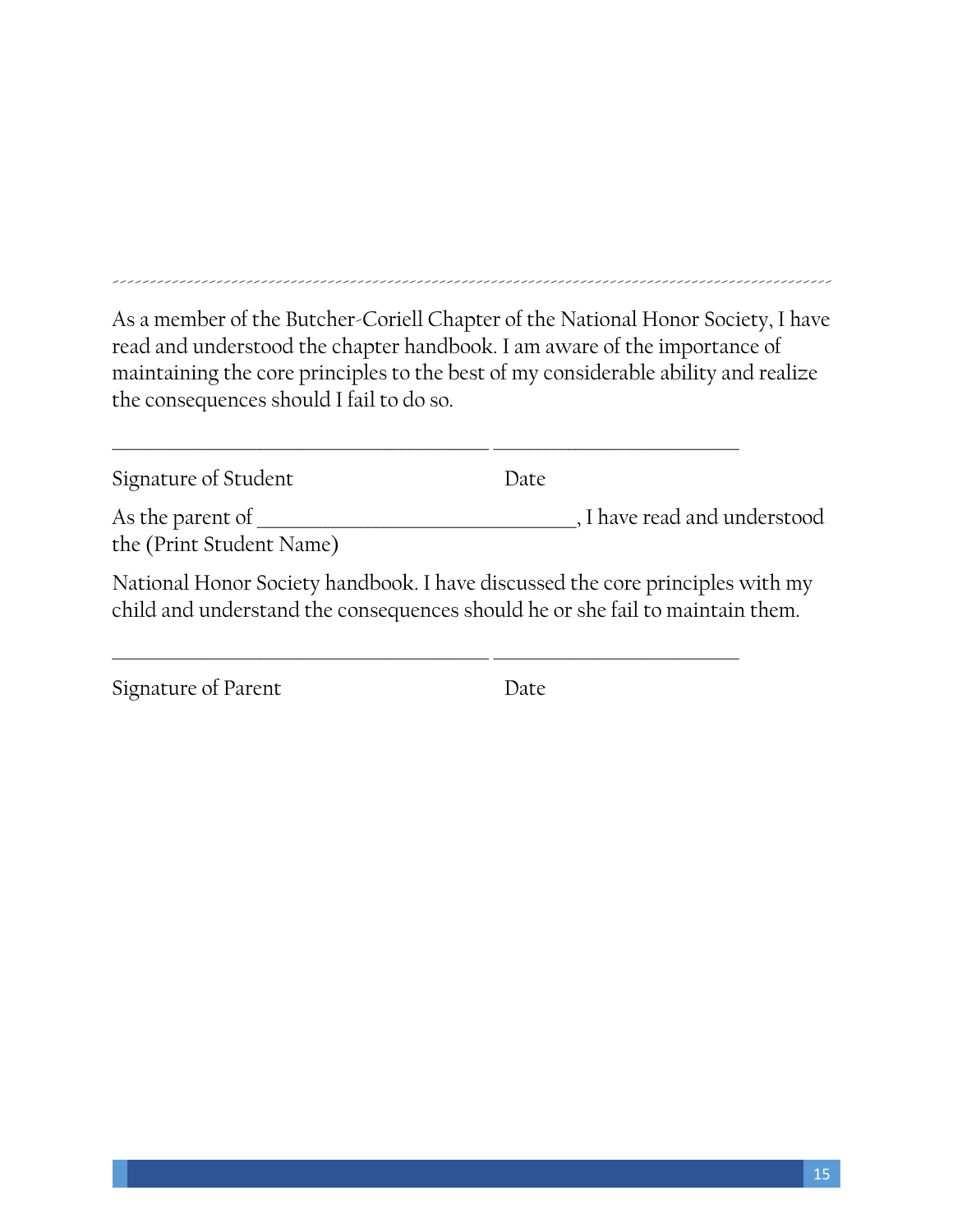---

As a member of the Butcher-Coriell Chapter of the National Honor Society, I have read and understood the chapter handbook. I am aware of the importance of maintaining the core principles to the best of my considerable ability and realize the consequences should I fail to do so.

\_\_\_\_\_\_\_\_\_\_\_\_\_\_\_\_\_\_\_\_\_\_\_\_\_\_\_\_\_\_\_\_\_\_\_\_\_\_\_\_ \_\_\_\_\_\_\_\_\_\_\_\_\_\_\_\_\_\_\_\_\_\_\_\_\_\_

Signature of Student                                        Date

As the parent of \_\_\_\_\_\_\_\_\_\_\_\_\_\_\_\_\_\_\_\_\_\_\_\_\_\_\_\_\_\_\_\_\_\_\_, I have read and understood the (Print Student Name)

National Honor Society handbook. I have discussed the core principles with my child and understand the consequences should he or she fail to maintain them.

\_\_\_\_\_\_\_\_\_\_\_\_\_\_\_\_\_\_\_\_\_\_\_\_\_\_\_\_\_\_\_\_\_\_\_\_\_\_\_\_ \_\_\_\_\_\_\_\_\_\_\_\_\_\_\_\_\_\_\_\_\_\_\_\_\_\_

Signature of Parent                                        Date